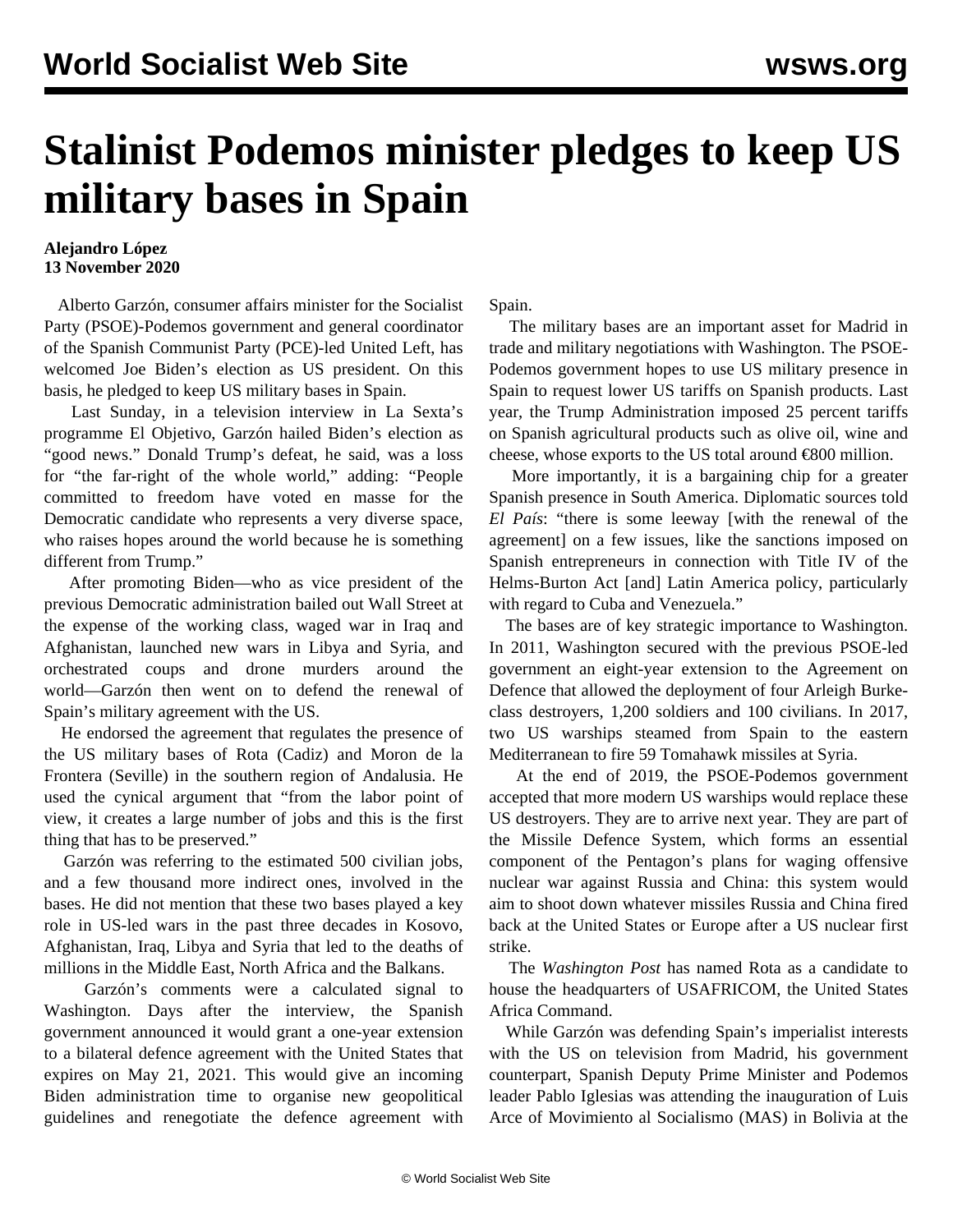# Stalinist Podemos minister pledges to keep US military bases in Spain

**Alejandro López**
**13 November 2020**

Alberto Garzón, consumer affairs minister for the Socialist Party (PSOE)-Podemos government and general coordinator of the Spanish Communist Party (PCE)-led United Left, has welcomed Joe Biden's election as US president. On this basis, he pledged to keep US military bases in Spain.

Last Sunday, in a television interview in La Sexta's programme El Objetivo, Garzón hailed Biden's election as "good news." Donald Trump's defeat, he said, was a loss for "the far-right of the whole world," adding: "People committed to freedom have voted en masse for the Democratic candidate who represents a very diverse space, who raises hopes around the world because he is something different from Trump."

After promoting Biden—who as vice president of the previous Democratic administration bailed out Wall Street at the expense of the working class, waged war in Iraq and Afghanistan, launched new wars in Libya and Syria, and orchestrated coups and drone murders around the world—Garzón then went on to defend the renewal of Spain's military agreement with the US.

He endorsed the agreement that regulates the presence of the US military bases of Rota (Cadiz) and Moron de la Frontera (Seville) in the southern region of Andalusia. He used the cynical argument that "from the labor point of view, it creates a large number of jobs and this is the first thing that has to be preserved."

Garzón was referring to the estimated 500 civilian jobs, and a few thousand more indirect ones, involved in the bases. He did not mention that these two bases played a key role in US-led wars in the past three decades in Kosovo, Afghanistan, Iraq, Libya and Syria that led to the deaths of millions in the Middle East, North Africa and the Balkans.

Garzón's comments were a calculated signal to Washington. Days after the interview, the Spanish government announced it would grant a one-year extension to a bilateral defence agreement with the United States that expires on May 21, 2021. This would give an incoming Biden administration time to organise new geopolitical guidelines and renegotiate the defence agreement with Spain.

The military bases are an important asset for Madrid in trade and military negotiations with Washington. The PSOE-Podemos government hopes to use US military presence in Spain to request lower US tariffs on Spanish products. Last year, the Trump Administration imposed 25 percent tariffs on Spanish agricultural products such as olive oil, wine and cheese, whose exports to the US total around €800 million.

More importantly, it is a bargaining chip for a greater Spanish presence in South America. Diplomatic sources told *El País*: "there is some leeway [with the renewal of the agreement] on a few issues, like the sanctions imposed on Spanish entrepreneurs in connection with Title IV of the Helms-Burton Act [and] Latin America policy, particularly with regard to Cuba and Venezuela."

The bases are of key strategic importance to Washington. In 2011, Washington secured with the previous PSOE-led government an eight-year extension to the Agreement on Defence that allowed the deployment of four Arleigh Burke-class destroyers, 1,200 soldiers and 100 civilians. In 2017, two US warships steamed from Spain to the eastern Mediterranean to fire 59 Tomahawk missiles at Syria.

At the end of 2019, the PSOE-Podemos government accepted that more modern US warships would replace these US destroyers. They are to arrive next year. They are part of the Missile Defence System, which forms an essential component of the Pentagon's plans for waging offensive nuclear war against Russia and China: this system would aim to shoot down whatever missiles Russia and China fired back at the United States or Europe after a US nuclear first strike.

The *Washington Post* has named Rota as a candidate to house the headquarters of USAFRICOM, the United States Africa Command.

While Garzón was defending Spain's imperialist interests with the US on television from Madrid, his government counterpart, Spanish Deputy Prime Minister and Podemos leader Pablo Iglesias was attending the inauguration of Luis Arce of Movimiento al Socialismo (MAS) in Bolivia at the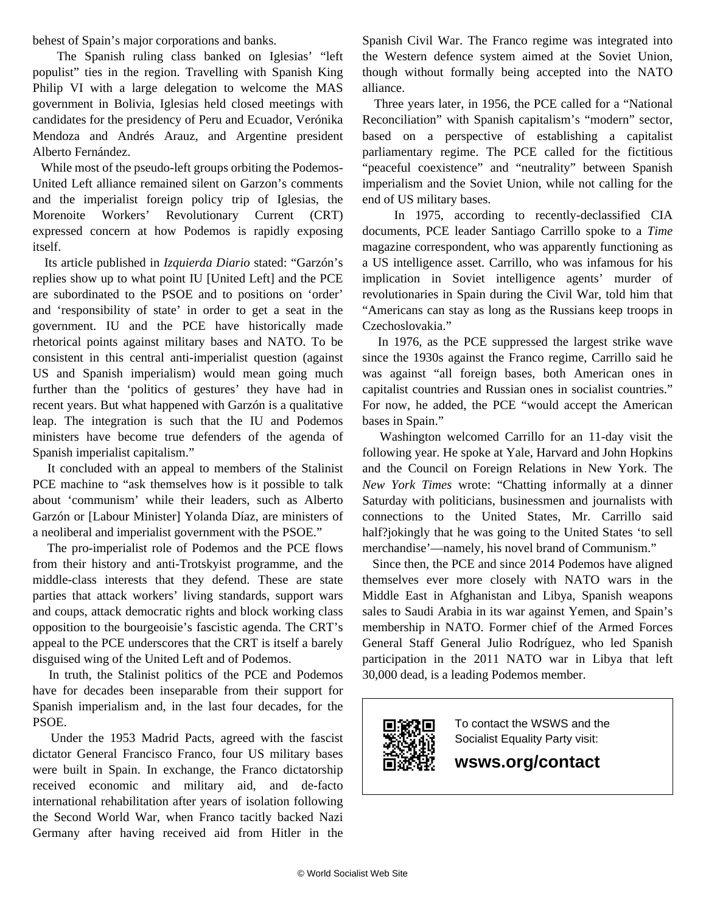behest of Spain's major corporations and banks.

The Spanish ruling class banked on Iglesias' "left populist" ties in the region. Travelling with Spanish King Philip VI with a large delegation to welcome the MAS government in Bolivia, Iglesias held closed meetings with candidates for the presidency of Peru and Ecuador, Verónika Mendoza and Andrés Arauz, and Argentine president Alberto Fernández.

While most of the pseudo-left groups orbiting the Podemos-United Left alliance remained silent on Garzon's comments and the imperialist foreign policy trip of Iglesias, the Morenoite Workers' Revolutionary Current (CRT) expressed concern at how Podemos is rapidly exposing itself.

Its article published in *Izquierda Diario* stated: "Garzón's replies show up to what point IU [United Left] and the PCE are subordinated to the PSOE and to positions on 'order' and 'responsibility of state' in order to get a seat in the government. IU and the PCE have historically made rhetorical points against military bases and NATO. To be consistent in this central anti-imperialist question (against US and Spanish imperialism) would mean going much further than the 'politics of gestures' they have had in recent years. But what happened with Garzón is a qualitative leap. The integration is such that the IU and Podemos ministers have become true defenders of the agenda of Spanish imperialist capitalism."

It concluded with an appeal to members of the Stalinist PCE machine to "ask themselves how is it possible to talk about 'communism' while their leaders, such as Alberto Garzón or [Labour Minister] Yolanda Díaz, are ministers of a neoliberal and imperialist government with the PSOE."

The pro-imperialist role of Podemos and the PCE flows from their history and anti-Trotskyist programme, and the middle-class interests that they defend. These are state parties that attack workers' living standards, support wars and coups, attack democratic rights and block working class opposition to the bourgeoisie's fascistic agenda. The CRT's appeal to the PCE underscores that the CRT is itself a barely disguised wing of the United Left and of Podemos.

In truth, the Stalinist politics of the PCE and Podemos have for decades been inseparable from their support for Spanish imperialism and, in the last four decades, for the PSOE.

Under the 1953 Madrid Pacts, agreed with the fascist dictator General Francisco Franco, four US military bases were built in Spain. In exchange, the Franco dictatorship received economic and military aid, and de-facto international rehabilitation after years of isolation following the Second World War, when Franco tacitly backed Nazi Germany after having received aid from Hitler in the Spanish Civil War. The Franco regime was integrated into the Western defence system aimed at the Soviet Union, though without formally being accepted into the NATO alliance.

Three years later, in 1956, the PCE called for a "National Reconciliation" with Spanish capitalism's "modern" sector, based on a perspective of establishing a capitalist parliamentary regime. The PCE called for the fictitious "peaceful coexistence" and "neutrality" between Spanish imperialism and the Soviet Union, while not calling for the end of US military bases.

In 1975, according to recently-declassified CIA documents, PCE leader Santiago Carrillo spoke to a *Time* magazine correspondent, who was apparently functioning as a US intelligence asset. Carrillo, who was infamous for his implication in Soviet intelligence agents' murder of revolutionaries in Spain during the Civil War, told him that "Americans can stay as long as the Russians keep troops in Czechoslovakia."

In 1976, as the PCE suppressed the largest strike wave since the 1930s against the Franco regime, Carrillo said he was against "all foreign bases, both American ones in capitalist countries and Russian ones in socialist countries." For now, he added, the PCE "would accept the American bases in Spain."

Washington welcomed Carrillo for an 11-day visit the following year. He spoke at Yale, Harvard and John Hopkins and the Council on Foreign Relations in New York. The *New York Times* wrote: "Chatting informally at a dinner Saturday with politicians, businessmen and journalists with connections to the United States, Mr. Carrillo said half?jokingly that he was going to the United States 'to sell merchandise'—namely, his novel brand of Communism."

Since then, the PCE and since 2014 Podemos have aligned themselves ever more closely with NATO wars in the Middle East in Afghanistan and Libya, Spanish weapons sales to Saudi Arabia in its war against Yemen, and Spain's membership in NATO. Former chief of the Armed Forces General Staff General Julio Rodríguez, who led Spanish participation in the 2011 NATO war in Libya that left 30,000 dead, is a leading Podemos member.

To contact the WSWS and the Socialist Equality Party visit:

**wsws.org/contact**